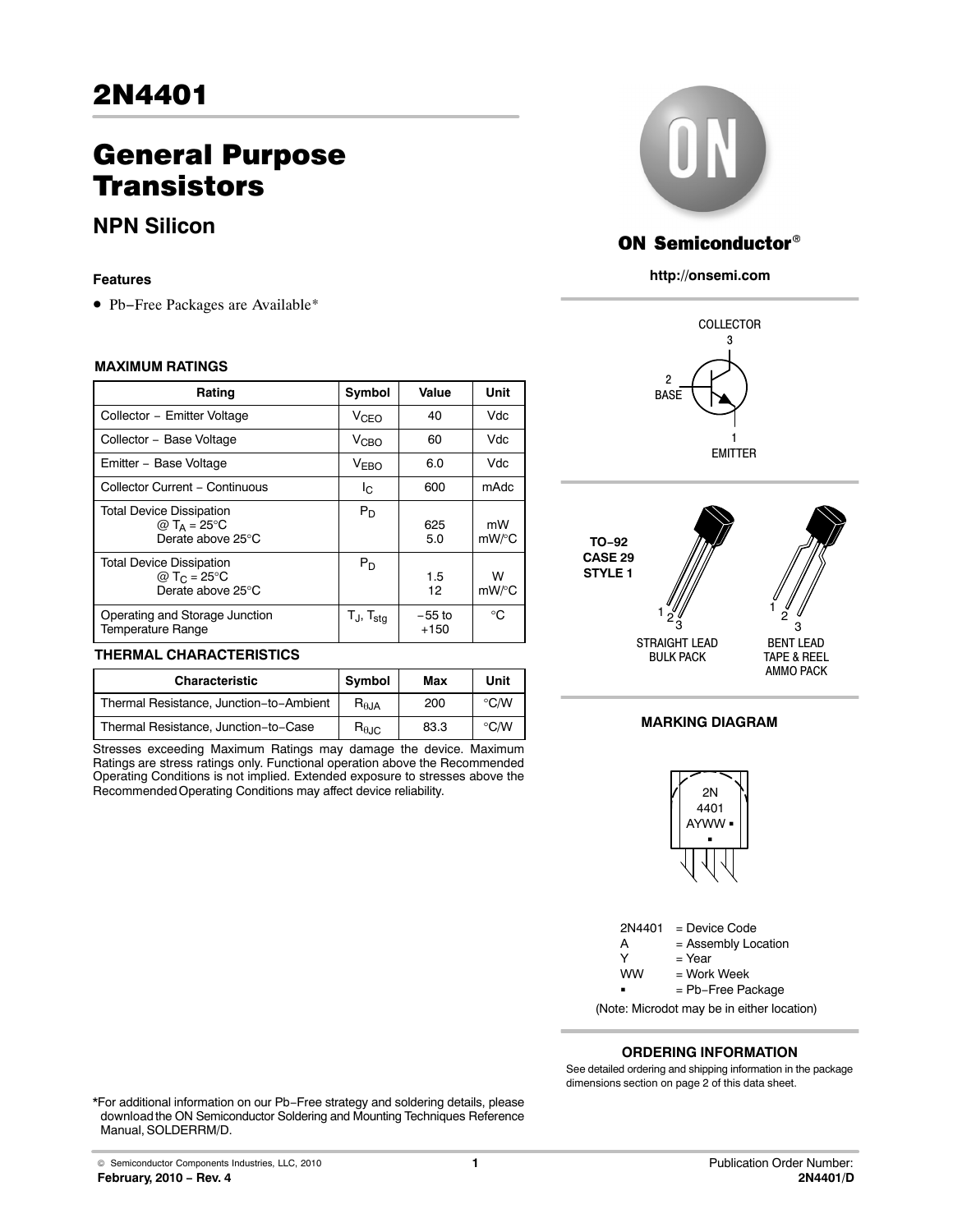# 2N4401

## General Purpose Transistors

### NPN Silicon

**Features**

- Pb−Free Packages are Available*

**MAXIMUM RATINGS**

| Rating | Symbol | Value | Unit |
|---|---|---|---|
| Collector − Emitter Voltage | $V_{CEO}$ | 40 | Vdc |
| Collector − Base Voltage | $V_{CBO}$ | 60 | Vdc |
| Emitter − Base Voltage | $V_{EBO}$ | 6.0 | Vdc |
| Collector Current − Continuous | $I_C$ | 600 | mAdc |
| Total Device Dissipation @ $T_A$ = 25°C Derate above 25°C | $P_D$ | 625 5.0 | mW mW/°C |
| Total Device Dissipation @ $T_C$ = 25°C Derate above 25°C | $P_D$ | 1.5 12 | W mW/°C |
| Operating and Storage Junction Temperature Range | $T_J$, $T_{stg}$ | −55 to +150 | °C |

**THERMAL CHARACTERISTICS**

| Characteristic | Symbol | Max | Unit |
|---|---|---|---|
| Thermal Resistance, Junction−to−Ambient | $R_{\theta JA}$ | 200 | °C/W |
| Thermal Resistance, Junction−to−Case | $R_{\theta JC}$ | 83.3 | °C/W |

Stresses exceeding Maximum Ratings may damage the device. Maximum Ratings are stress ratings only. Functional operation above the Recommended Operating Conditions is not implied. Extended exposure to stresses above the Recommended Operating Conditions may affect device reliability.

*For additional information on our Pb−Free strategy and soldering details, please download the ON Semiconductor Soldering and Mounting Techniques Reference Manual, SOLDERRM/D.

**ON Semiconductor®**

**http://onsemi.com**

COLLECTOR 3

2 BASE

1 EMITTER

**TO−92 CASE 29 STYLE 1**

STRAIGHT LEAD BULK PACK

BENT LEAD TAPE & REEL AMMO PACK

**MARKING DIAGRAM**

2N 4401 AYWW ▪ ▪

2N4401 = Device Code
A = Assembly Location
Y = Year
WW = Work Week
▪ = Pb−Free Package

(Note: Microdot may be in either location)

**ORDERING INFORMATION**

See detailed ordering and shipping information in the package dimensions section on page 2 of this data sheet.

© Semiconductor Components Industries, LLC, 2010
**February, 2010 − Rev. 4**

Publication Order Number:
**2N4401/D**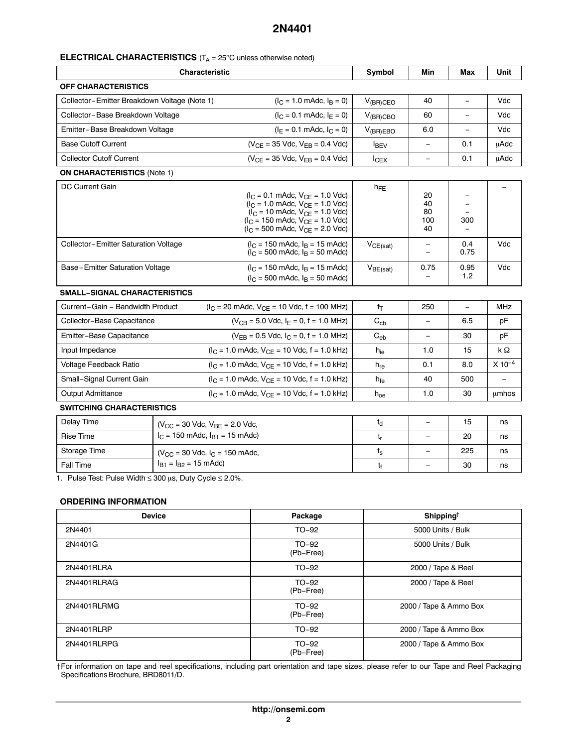## ELECTRICAL CHARACTERISTICS ($T_A$ = 25°C unless otherwise noted)

| Characteristic | | Symbol | Min | Max | Unit |
|---|---|---|---|---|---|
| **OFF CHARACTERISTICS** | | | | | |
| Collector−Emitter Breakdown Voltage (Note 1) | ($I_C$ = 1.0 mAdc, $I_B$ = 0) | $V_{(BR)CEO}$ | 40 | − | Vdc |
| Collector−Base Breakdown Voltage | ($I_C$ = 0.1 mAdc, $I_E$ = 0) | $V_{(BR)CBO}$ | 60 | − | Vdc |
| Emitter−Base Breakdown Voltage | ($I_E$ = 0.1 mAdc, $I_C$ = 0) | $V_{(BR)EBO}$ | 6.0 | − | Vdc |
| Base Cutoff Current | ($V_{CE}$ = 35 Vdc, $V_{EB}$ = 0.4 Vdc) | $I_{BEV}$ | − | 0.1 | μAdc |
| Collector Cutoff Current | ($V_{CE}$ = 35 Vdc, $V_{EB}$ = 0.4 Vdc) | $I_{CEX}$ | − | 0.1 | μAdc |
| **ON CHARACTERISTICS** (Note 1) | | | | | |
| DC Current Gain | ($I_C$ = 0.1 mAdc, $V_{CE}$ = 1.0 Vdc)<br>($I_C$ = 1.0 mAdc, $V_{CE}$ = 1.0 Vdc)<br>($I_C$ = 10 mAdc, $V_{CE}$ = 1.0 Vdc)<br>($I_C$ = 150 mAdc, $V_{CE}$ = 1.0 Vdc)<br>($I_C$ = 500 mAdc, $V_{CE}$ = 2.0 Vdc) | $h_{FE}$ | 20<br>40<br>80<br>100<br>40 | −<br>−<br>−<br>300<br>− | − |
| Collector−Emitter Saturation Voltage | ($I_C$ = 150 mAdc, $I_B$ = 15 mAdc)<br>($I_C$ = 500 mAdc, $I_B$ = 50 mAdc) | $V_{CE(sat)}$ | −<br>− | 0.4<br>0.75 | Vdc |
| Base−Emitter Saturation Voltage | ($I_C$ = 150 mAdc, $I_B$ = 15 mAdc)<br>($I_C$ = 500 mAdc, $I_B$ = 50 mAdc) | $V_{BE(sat)}$ | 0.75<br>− | 0.95<br>1.2 | Vdc |
| **SMALL−SIGNAL CHARACTERISTICS** | | | | | |
| Current−Gain − Bandwidth Product | ($I_C$ = 20 mAdc, $V_{CE}$ = 10 Vdc, f = 100 MHz) | $f_T$ | 250 | − | MHz |
| Collector−Base Capacitance | ($V_{CB}$ = 5.0 Vdc, $I_E$ = 0, f = 1.0 MHz) | $C_{cb}$ | − | 6.5 | pF |
| Emitter−Base Capacitance | ($V_{EB}$ = 0.5 Vdc, $I_C$ = 0, f = 1.0 MHz) | $C_{eb}$ | − | 30 | pF |
| Input Impedance | ($I_C$ = 1.0 mAdc, $V_{CE}$ = 10 Vdc, f = 1.0 kHz) | $h_{ie}$ | 1.0 | 15 | k Ω |
| Voltage Feedback Ratio | ($I_C$ = 1.0 mAdc, $V_{CE}$ = 10 Vdc, f = 1.0 kHz) | $h_{re}$ | 0.1 | 8.0 | X $10^{-4}$ |
| Small−Signal Current Gain | ($I_C$ = 1.0 mAdc, $V_{CE}$ = 10 Vdc, f = 1.0 kHz) | $h_{fe}$ | 40 | 500 | − |
| Output Admittance | ($I_C$ = 1.0 mAdc, $V_{CE}$ = 10 Vdc, f = 1.0 kHz) | $h_{oe}$ | 1.0 | 30 | μmhos |
| **SWITCHING CHARACTERISTICS** | | | | | |
| Delay Time | ($V_{CC}$ = 30 Vdc, $V_{BE}$ = 2.0 Vdc, $I_C$ = 150 mAdc, $I_{B1}$ = 15 mAdc) | $t_d$ | − | 15 | ns |
| Rise Time | | $t_r$ | − | 20 | ns |
| Storage Time | ($V_{CC}$ = 30 Vdc, $I_C$ = 150 mAdc, $I_{B1}$ = $I_{B2}$ = 15 mAdc) | $t_s$ | − | 225 | ns |
| Fall Time | | $t_f$ | − | 30 | ns |

1. Pulse Test: Pulse Width ≤ 300 μs, Duty Cycle ≤ 2.0%.

## ORDERING INFORMATION

| Device | Package | Shipping† |
|---|---|---|
| 2N4401 | TO−92 | 5000 Units / Bulk |
| 2N4401G | TO−92<br>(Pb−Free) | 5000 Units / Bulk |
| 2N4401RLRA | TO−92 | 2000 / Tape & Reel |
| 2N4401RLRAG | TO−92<br>(Pb−Free) | 2000 / Tape & Reel |
| 2N4401RLRMG | TO−92<br>(Pb−Free) | 2000 / Tape & Ammo Box |
| 2N4401RLRP | TO−92 | 2000 / Tape & Ammo Box |
| 2N4401RLRPG | TO−92<br>(Pb−Free) | 2000 / Tape & Ammo Box |

†For information on tape and reel specifications, including part orientation and tape sizes, please refer to our Tape and Reel Packaging Specifications Brochure, BRD8011/D.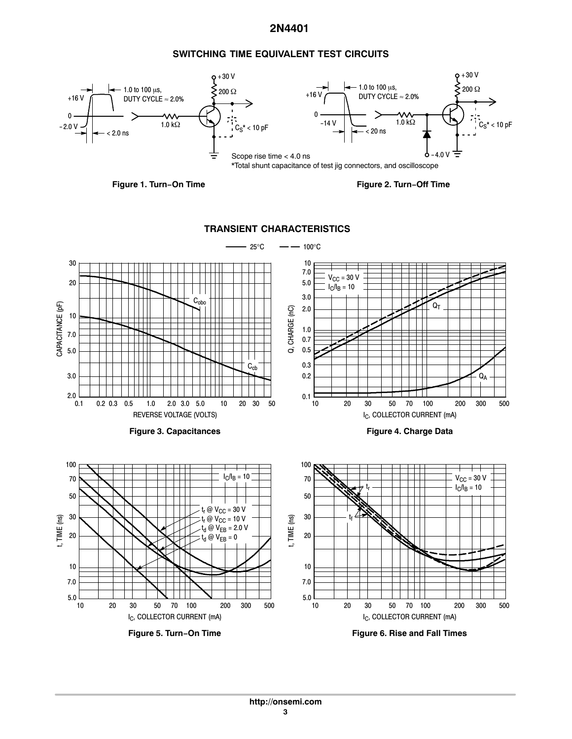## SWITCHING TIME EQUIVALENT TEST CIRCUITS

+16 V, 0, −2.0 V, < 2.0 ns, 1.0 to 100 μs, DUTY CYCLE ≈ 2.0%, 1.0 kΩ, +30 V, 200 Ω, $C_S$* < 10 pF

+16 V, 0, −14 V, < 20 ns, 1.0 to 100 μs, DUTY CYCLE ≈ 2.0%, 1.0 kΩ, −4.0 V, +30 V, 200 Ω, $C_S$* < 10 pF

Scope rise time < 4.0 ns

*Total shunt capacitance of test jig connectors, and oscilloscope

**Figure 1. Turn−On Time**

**Figure 2. Turn−Off Time**

## TRANSIENT CHARACTERISTICS

—— 25°C — — 100°C

**Figure 3. Capacitances**

**Figure 4. Charge Data**

**Figure 5. Turn−On Time**

**Figure 6. Rise and Fall Times**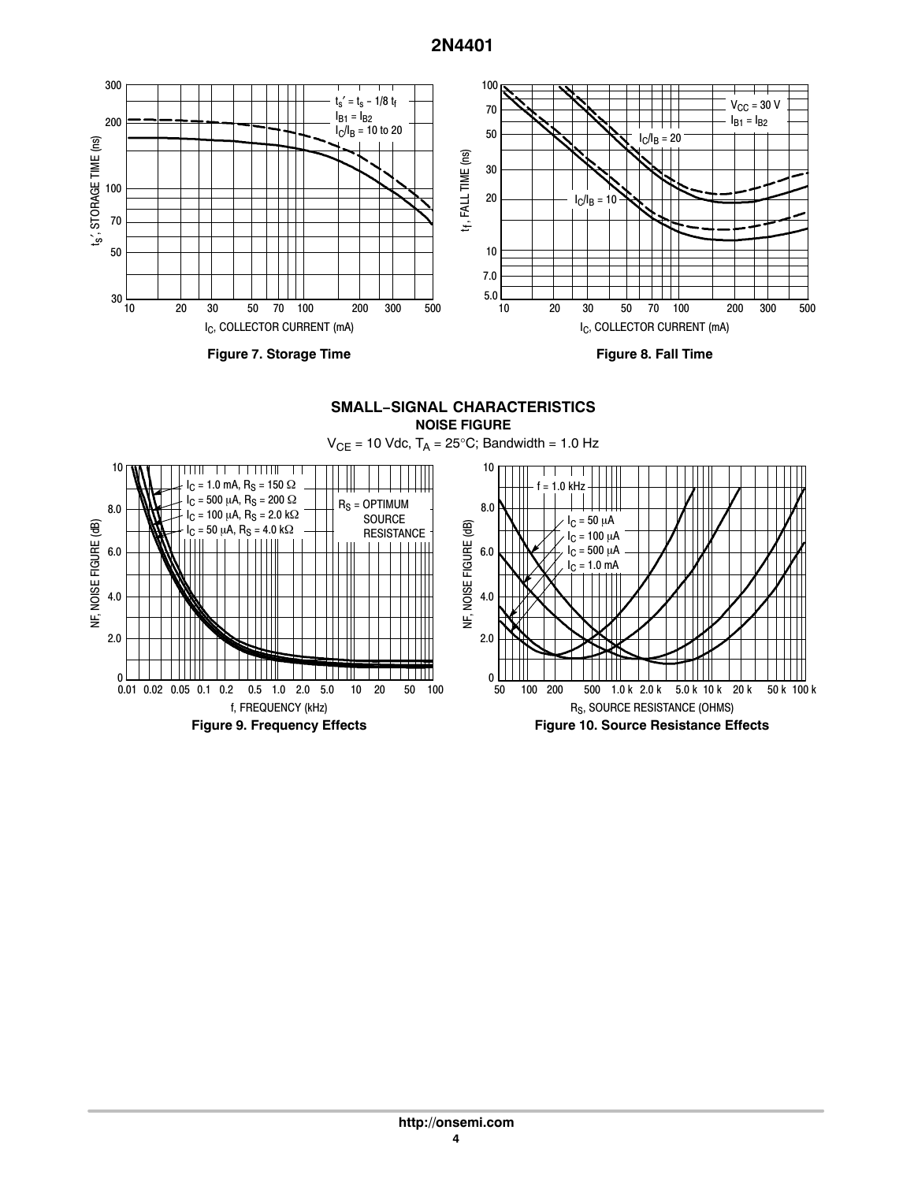Figure 7. Storage Time

Figure 8. Fall Time

## SMALL–SIGNAL CHARACTERISTICS

### NOISE FIGURE

$V_{CE}$ = 10 Vdc, $T_A$ = 25°C; Bandwidth = 1.0 Hz

Figure 9. Frequency Effects

Figure 10. Source Resistance Effects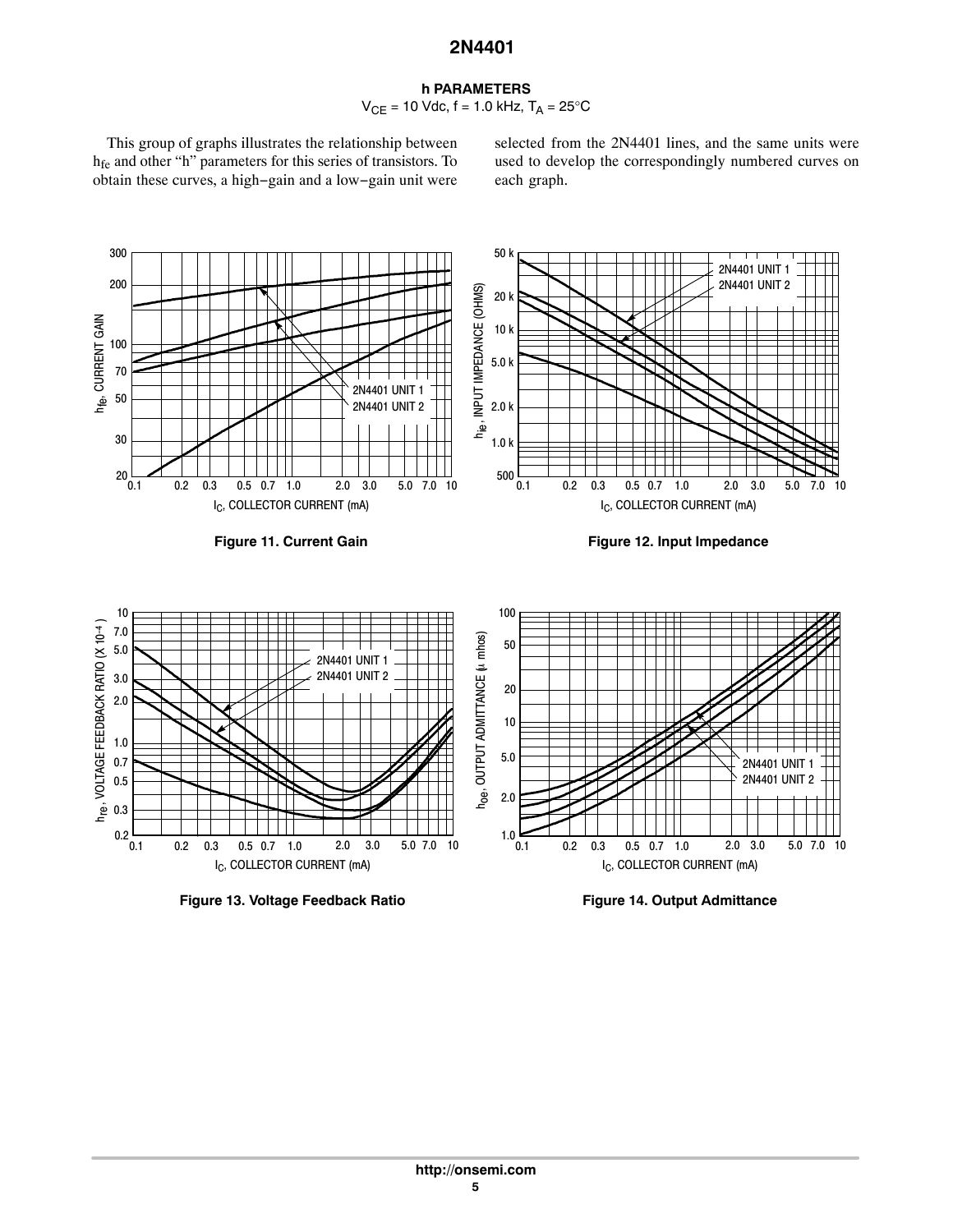## h PARAMETERS

$V_{CE}$ = 10 Vdc, f = 1.0 kHz, $T_A$ = 25°C

This group of graphs illustrates the relationship between $h_{fe}$ and other "h" parameters for this series of transistors. To obtain these curves, a high−gain and a low−gain unit were selected from the 2N4401 lines, and the same units were used to develop the correspondingly numbered curves on each graph.

**Figure 11. Current Gain**

**Figure 12. Input Impedance**

**Figure 13. Voltage Feedback Ratio**

**Figure 14. Output Admittance**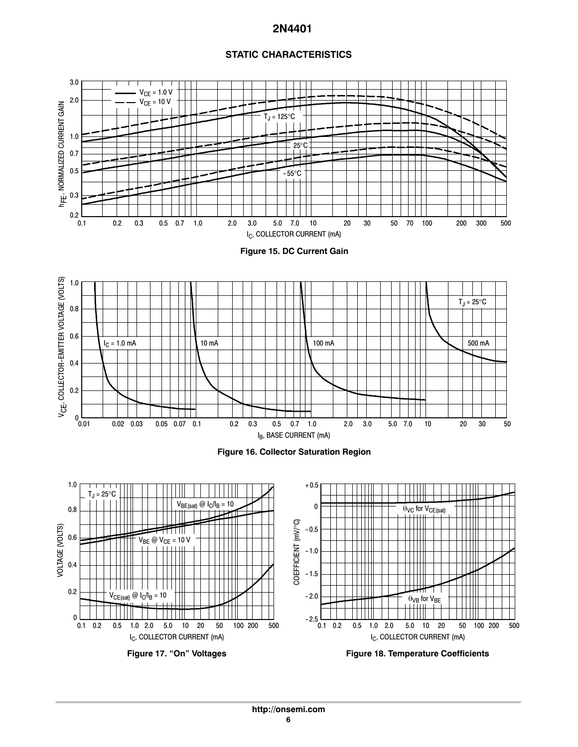## STATIC CHARACTERISTICS

Figure 15. DC Current Gain

Figure 16. Collector Saturation Region

Figure 17. “On” Voltages

Figure 18. Temperature Coefficients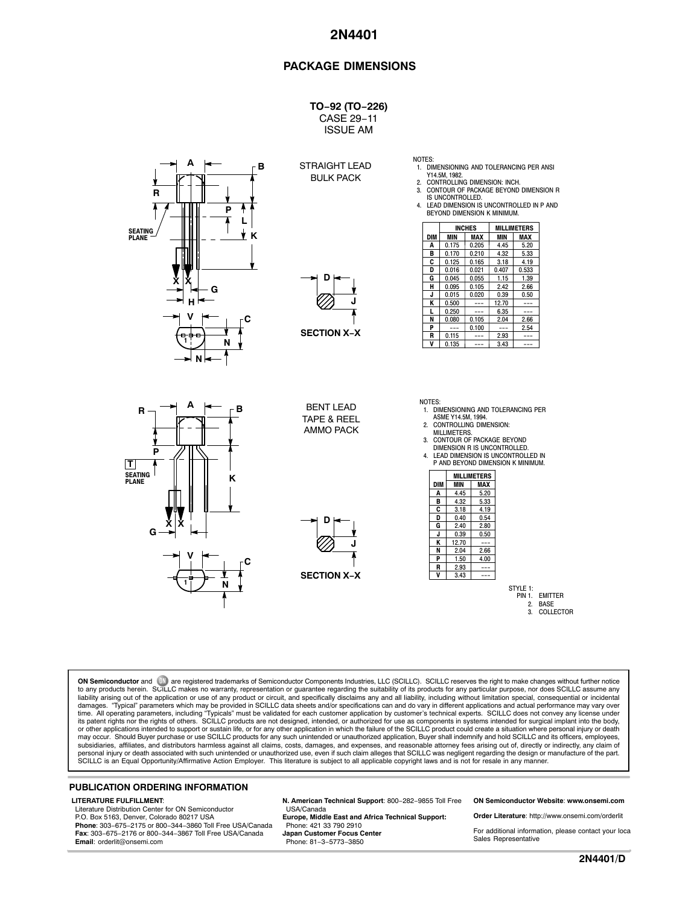## PACKAGE DIMENSIONS

**TO−92 (TO−226)**
CASE 29−11
ISSUE AM

STRAIGHT LEAD
BULK PACK

SECTION X−X

NOTES:
1. DIMENSIONING AND TOLERANCING PER ANSI Y14.5M, 1982.
2. CONTROLLING DIMENSION: INCH.
3. CONTOUR OF PACKAGE BEYOND DIMENSION R IS UNCONTROLLED.
4. LEAD DIMENSION IS UNCONTROLLED IN P AND BEYOND DIMENSION K MINIMUM.

| DIM | INCHES MIN | INCHES MAX | MILLIMETERS MIN | MILLIMETERS MAX |
|---|---|---|---|---|
| A | 0.175 | 0.205 | 4.45 | 5.20 |
| B | 0.170 | 0.210 | 4.32 | 5.33 |
| C | 0.125 | 0.165 | 3.18 | 4.19 |
| D | 0.016 | 0.021 | 0.407 | 0.533 |
| G | 0.045 | 0.055 | 1.15 | 1.39 |
| H | 0.095 | 0.105 | 2.42 | 2.66 |
| J | 0.015 | 0.020 | 0.39 | 0.50 |
| K | 0.500 | --- | 12.70 | --- |
| L | 0.250 | --- | 6.35 | --- |
| N | 0.080 | 0.105 | 2.04 | 2.66 |
| P | --- | 0.100 | --- | 2.54 |
| R | 0.115 | --- | 2.93 | --- |
| V | 0.135 | --- | 3.43 | --- |

BENT LEAD
TAPE & REEL
AMMO PACK

SECTION X−X

NOTES:
1. DIMENSIONING AND TOLERANCING PER ASME Y14.5M, 1994.
2. CONTROLLING DIMENSION: MILLIMETERS.
3. CONTOUR OF PACKAGE BEYOND DIMENSION R IS UNCONTROLLED.
4. LEAD DIMENSION IS UNCONTROLLED IN P AND BEYOND DIMENSION K MINIMUM.

| DIM | MILLIMETERS MIN | MILLIMETERS MAX |
|---|---|---|
| A | 4.45 | 5.20 |
| B | 4.32 | 5.33 |
| C | 3.18 | 4.19 |
| D | 0.40 | 0.54 |
| G | 2.40 | 2.80 |
| J | 0.39 | 0.50 |
| K | 12.70 | --- |
| N | 2.04 | 2.66 |
| P | 1.50 | 4.00 |
| R | 2.93 | --- |
| V | 3.43 | --- |

STYLE 1:
PIN 1. EMITTER
2. BASE
3. COLLECTOR

**ON Semiconductor** and ON are registered trademarks of Semiconductor Components Industries, LLC (SCILLC). SCILLC reserves the right to make changes without further notice to any products herein. SCILLC makes no warranty, representation or guarantee regarding the suitability of its products for any particular purpose, nor does SCILLC assume any liability arising out of the application or use of any product or circuit, and specifically disclaims any and all liability, including without limitation special, consequential or incidental damages. "Typical" parameters which may be provided in SCILLC data sheets and/or specifications can and do vary in different applications and actual performance may vary over time. All operating parameters, including "Typicals" must be validated for each customer application by customer's technical experts. SCILLC does not convey any license under its patent rights nor the rights of others. SCILLC products are not designed, intended, or authorized for use as components in systems intended for surgical implant into the body, or other applications intended to support or sustain life, or for any other application in which the failure of the SCILLC product could create a situation where personal injury or death may occur. Should Buyer purchase or use SCILLC products for any such unintended or unauthorized application, Buyer shall indemnify and hold SCILLC and its officers, employees, subsidiaries, affiliates, and distributors harmless against all claims, costs, damages, and expenses, and reasonable attorney fees arising out of, directly or indirectly, any claim of personal injury or death associated with such unintended or unauthorized use, even if such claim alleges that SCILLC was negligent regarding the design or manufacture of the part. SCILLC is an Equal Opportunity/Affirmative Action Employer. This literature is subject to all applicable copyright laws and is not for resale in any manner.

### PUBLICATION ORDERING INFORMATION

**LITERATURE FULFILLMENT**:
Literature Distribution Center for ON Semiconductor
P.O. Box 5163, Denver, Colorado 80217 USA
**Phone**: 303−675−2175 or 800−344−3860 Toll Free USA/Canada
**Fax**: 303−675−2176 or 800−344−3867 Toll Free USA/Canada
**Email**: orderlit@onsemi.com

**N. American Technical Support**: 800−282−9855 Toll Free USA/Canada
**Europe, Middle East and Africa Technical Support:**
Phone: 421 33 790 2910
**Japan Customer Focus Center**
Phone: 81−3−5773−3850

**ON Semiconductor Website**: **www.onsemi.com**

**Order Literature**: http://www.onsemi.com/orderlit

For additional information, please contact your loca Sales Representative

**2N4401/D**